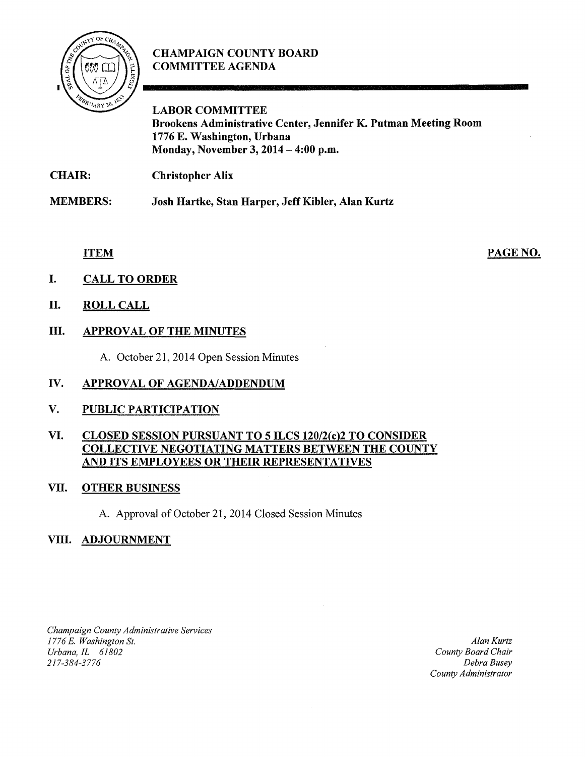# CHAMPAIGN COUNTY BOARD COMMITTEE AGENDA

**LABOR COMMITTEE**
**Brookens Administrative Center, Jennifer K. Putman Meeting Room**
**1776 E. Washington, Urbana**
**Monday, November 3, 2014 – 4:00 p.m.**

**CHAIR:** **Christopher Alix**

**MEMBERS:** **Josh Hartke, Stan Harper, Jeff Kibler, Alan Kurtz**

**ITEM** **PAGE NO.**

I. **CALL TO ORDER**

II. **ROLL CALL**

III. **APPROVAL OF THE MINUTES**

   A. October 21, 2014 Open Session Minutes

IV. **APPROVAL OF AGENDA/ADDENDUM**

V. **PUBLIC PARTICIPATION**

VI. **CLOSED SESSION PURSUANT TO 5 ILCS 120/2(c)2 TO CONSIDER COLLECTIVE NEGOTIATING MATTERS BETWEEN THE COUNTY AND ITS EMPLOYEES OR THEIR REPRESENTATIVES**

VII. **OTHER BUSINESS**

   A. Approval of October 21, 2014 Closed Session Minutes

VIII. **ADJOURNMENT**

*Champaign County Administrative Services*
*1776 E. Washington St.*
*Urbana, IL 61802*
*217-384-3776*

*Alan Kurtz*
*County Board Chair*
*Debra Busey*
*County Administrator*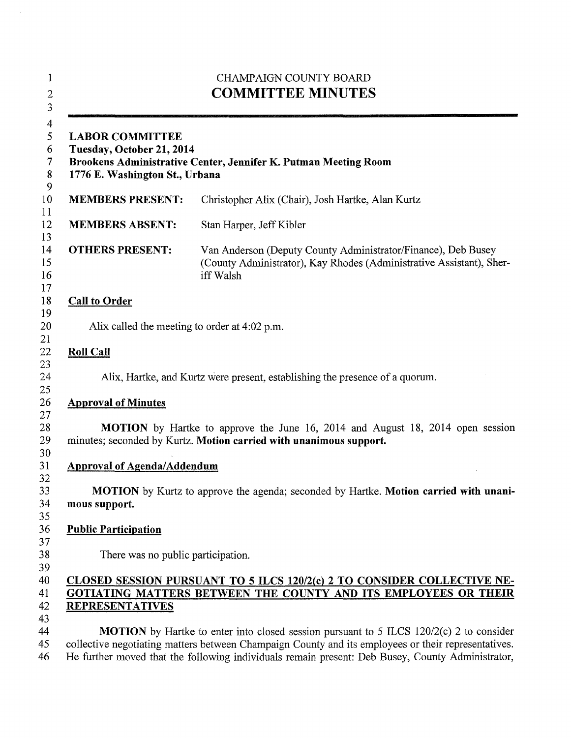CHAMPAIGN COUNTY BOARD

# COMMITTEE MINUTES

**LABOR COMMITTEE**
**Tuesday, October 21, 2014**
**Brookens Administrative Center, Jennifer K. Putman Meeting Room**
**1776 E. Washington St., Urbana**

| | |
|---|---|
| **MEMBERS PRESENT:** | Christopher Alix (Chair), Josh Hartke, Alan Kurtz |
| **MEMBERS ABSENT:** | Stan Harper, Jeff Kibler |
| **OTHERS PRESENT:** | Van Anderson (Deputy County Administrator/Finance), Deb Busey (County Administrator), Kay Rhodes (Administrative Assistant), Sheriff Walsh |

**Call to Order**

Alix called the meeting to order at 4:02 p.m.

**Roll Call**

Alix, Hartke, and Kurtz were present, establishing the presence of a quorum.

**Approval of Minutes**

**MOTION** by Hartke to approve the June 16, 2014 and August 18, 2014 open session minutes; seconded by Kurtz. **Motion carried with unanimous support.**

**Approval of Agenda/Addendum**

**MOTION** by Kurtz to approve the agenda; seconded by Hartke. **Motion carried with unanimous support.**

**Public Participation**

There was no public participation.

**CLOSED SESSION PURSUANT TO 5 ILCS 120/2(c) 2 TO CONSIDER COLLECTIVE NEGOTIATING MATTERS BETWEEN THE COUNTY AND ITS EMPLOYEES OR THEIR REPRESENTATIVES**

**MOTION** by Hartke to enter into closed session pursuant to 5 ILCS 120/2(c) 2 to consider collective negotiating matters between Champaign County and its employees or their representatives. He further moved that the following individuals remain present: Deb Busey, County Administrator,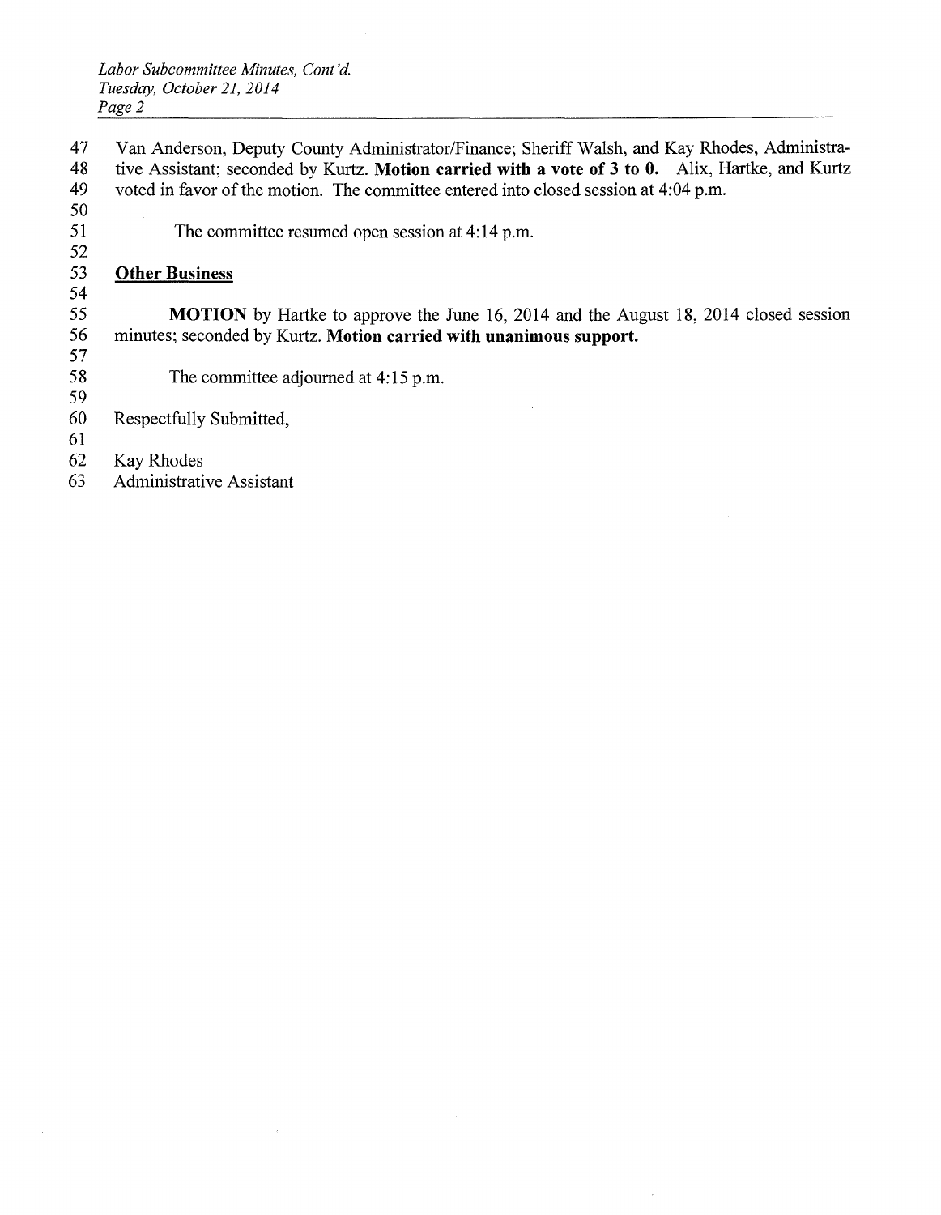Van Anderson, Deputy County Administrator/Finance; Sheriff Walsh, and Kay Rhodes, Administrative Assistant; seconded by Kurtz. **Motion carried with a vote of 3 to 0.** Alix, Hartke, and Kurtz voted in favor of the motion. The committee entered into closed session at 4:04 p.m.

The committee resumed open session at 4:14 p.m.

## Other Business

**MOTION** by Hartke to approve the June 16, 2014 and the August 18, 2014 closed session minutes; seconded by Kurtz. **Motion carried with unanimous support.**

The committee adjourned at 4:15 p.m.

Respectfully Submitted,

Kay Rhodes
Administrative Assistant